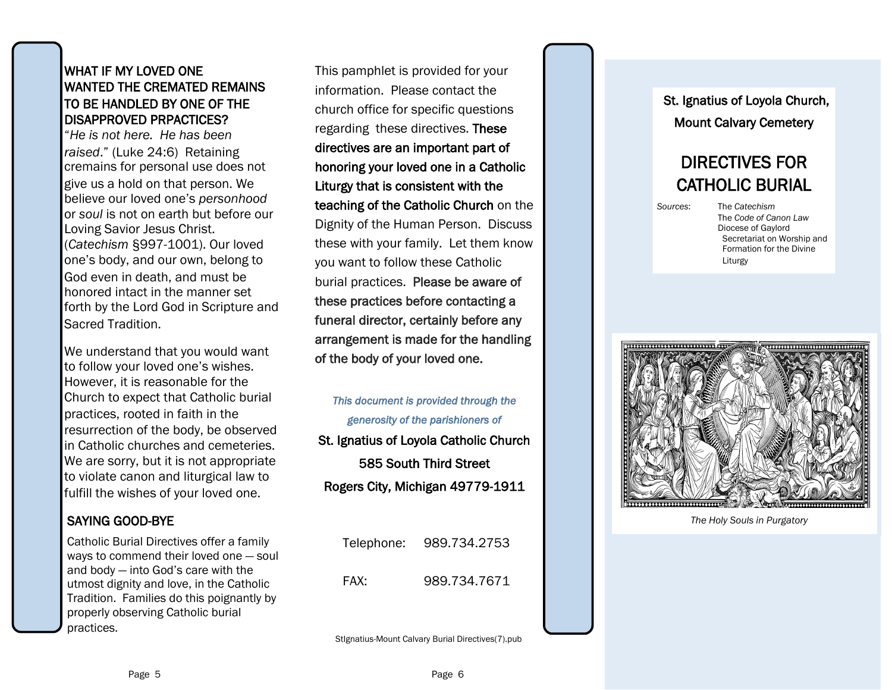## WHAT IF MY LOVED ONE WANTED THE CREMATED REMAINS TO BE HANDLED BY ONE OF THE DISAPPROVED PRPACTICES?

"*He is not here. He has been raised*." (Luke 24:6) Retaining cremains for personal use does not give us a hold on that person. We believe our loved one's *personhood* or *soul* is not on earth but before our Loving Savior Jesus Christ. (*Catechism* §997-1001). Our loved one's body, and our own, belong to God even in death, and must be honored intact in the manner set forth by the Lord God in Scripture and Sacred Tradition.

We understand that you would want to follow your loved one's wishes. However, it is reasonable for the Church to expect that Catholic burial practices, rooted in faith in the resurrection of the body, be observed in Catholic churches and cemeteries. We are sorry, but it is not appropriate to violate canon and liturgical law to fulfill the wishes of your loved one.

## SAYING GOOD-BYE

Catholic Burial Directives offer a family ways to commend their loved one — soul and body — into God's care with the utmost dignity and love, in the Catholic Tradition. Families do this poignantly by properly observing Catholic burial practices.

This pamphlet is provided for your information. Please contact the church office for specific questions regarding these directives. **These directives are an important part of honoring your loved one in a Catholic Liturgy that is consistent with the teaching of the Catholic Church** on the Dignity of the Human Person. Discuss these with your family. Let them know you want to follow these Catholic burial practices. **Please be aware of these practices before contacting a funeral director, certainly before any arrangement is made for the handling of the body of your loved one.**

*This document is provided through the generosity of the parishioners of*

**St. Ignatius of Loyola Catholic Church**
**585 South Third Street**
**Rogers City, Michigan 49779-1911**

Telephone: 989.734.2753

FAX: 989.734.7671

StIgnatius-Mount Calvary Burial Directives(7).pub

**St. Ignatius of Loyola Church,**
**Mount Calvary Cemetery**

# DIRECTIVES FOR CATHOLIC BURIAL

*Sources:*
The *Catechism*
The *Code of Canon Law*
Diocese of Gaylord
Secretariat on Worship and Formation for the Divine Liturgy

*The Holy Souls in Purgatory*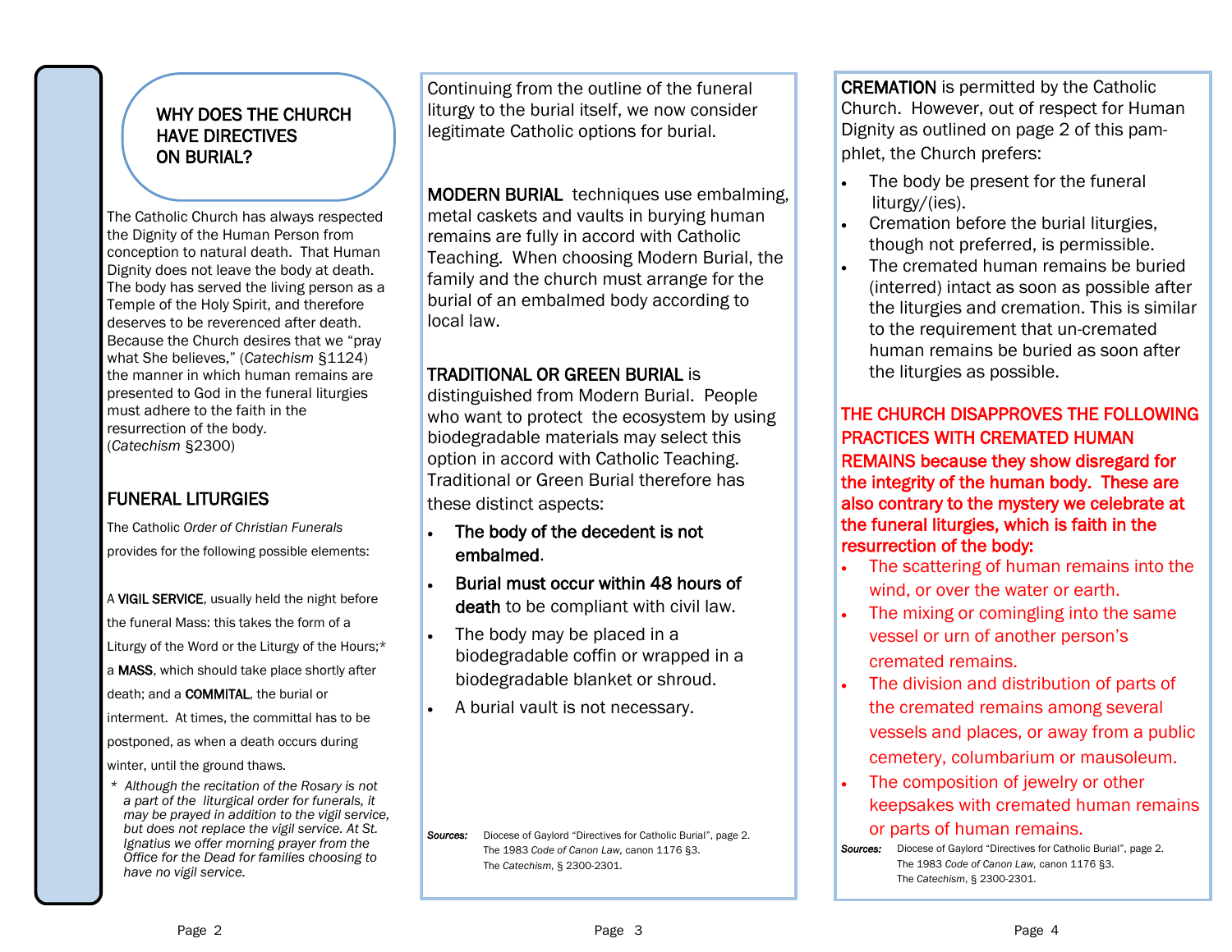## WHY DOES THE CHURCH HAVE DIRECTIVES ON BURIAL?

The Catholic Church has always respected the Dignity of the Human Person from conception to natural death. That Human Dignity does not leave the body at death. The body has served the living person as a Temple of the Holy Spirit, and therefore deserves to be reverenced after death. Because the Church desires that we "pray what She believes," (*Catechism* §1124) the manner in which human remains are presented to God in the funeral liturgies must adhere to the faith in the resurrection of the body. (*Catechism* §2300)

## FUNERAL LITURGIES

The Catholic *Order of Christian Funerals* provides for the following possible elements:

A **VIGIL SERVICE**, usually held the night before the funeral Mass: this takes the form of a Liturgy of the Word or the Liturgy of the Hours;* a **MASS**, which should take place shortly after death; and a **COMMITAL**, the burial or interment. At times, the committal has to be postponed, as when a death occurs during winter, until the ground thaws.

\* *Although the recitation of the Rosary is not a part of the liturgical order for funerals, it may be prayed in addition to the vigil service, but does not replace the vigil service. At St. Ignatius we offer morning prayer from the Office for the Dead for families choosing to have no vigil service.*

Continuing from the outline of the funeral liturgy to the burial itself, we now consider legitimate Catholic options for burial.

**MODERN BURIAL** techniques use embalming, metal caskets and vaults in burying human remains are fully in accord with Catholic Teaching. When choosing Modern Burial, the family and the church must arrange for the burial of an embalmed body according to local law.

**TRADITIONAL OR GREEN BURIAL** is distinguished from Modern Burial. People who want to protect the ecosystem by using biodegradable materials may select this option in accord with Catholic Teaching. Traditional or Green Burial therefore has these distinct aspects:

- **The body of the decedent is not embalmed**.
- **Burial must occur within 48 hours of death** to be compliant with civil law.
- The body may be placed in a biodegradable coffin or wrapped in a biodegradable blanket or shroud.
- A burial vault is not necessary.

***Sources:*** Diocese of Gaylord "Directives for Catholic Burial", page 2.
The 1983 *Code of Canon Law*, canon 1176 §3.
The *Catechism*, § 2300-2301.

**CREMATION** is permitted by the Catholic Church. However, out of respect for Human Dignity as outlined on page 2 of this pamphlet, the Church prefers:

- The body be present for the funeral liturgy/(ies).
- Cremation before the burial liturgies, though not preferred, is permissible.
- The cremated human remains be buried (interred) intact as soon as possible after the liturgies and cremation. This is similar to the requirement that un-cremated human remains be buried as soon after the liturgies as possible.

**THE CHURCH DISAPPROVES THE FOLLOWING PRACTICES WITH CREMATED HUMAN REMAINS because they show disregard for the integrity of the human body. These are also contrary to the mystery we celebrate at the funeral liturgies, which is faith in the resurrection of the body:**

- The scattering of human remains into the wind, or over the water or earth.
- The mixing or comingling into the same vessel or urn of another person's cremated remains.
- The division and distribution of parts of the cremated remains among several vessels and places, or away from a public cemetery, columbarium or mausoleum.
- The composition of jewelry or other keepsakes with cremated human remains or parts of human remains.

***Sources:*** Diocese of Gaylord "Directives for Catholic Burial", page 2.
The 1983 *Code of Canon Law*, canon 1176 §3.
The *Catechism*, § 2300-2301.